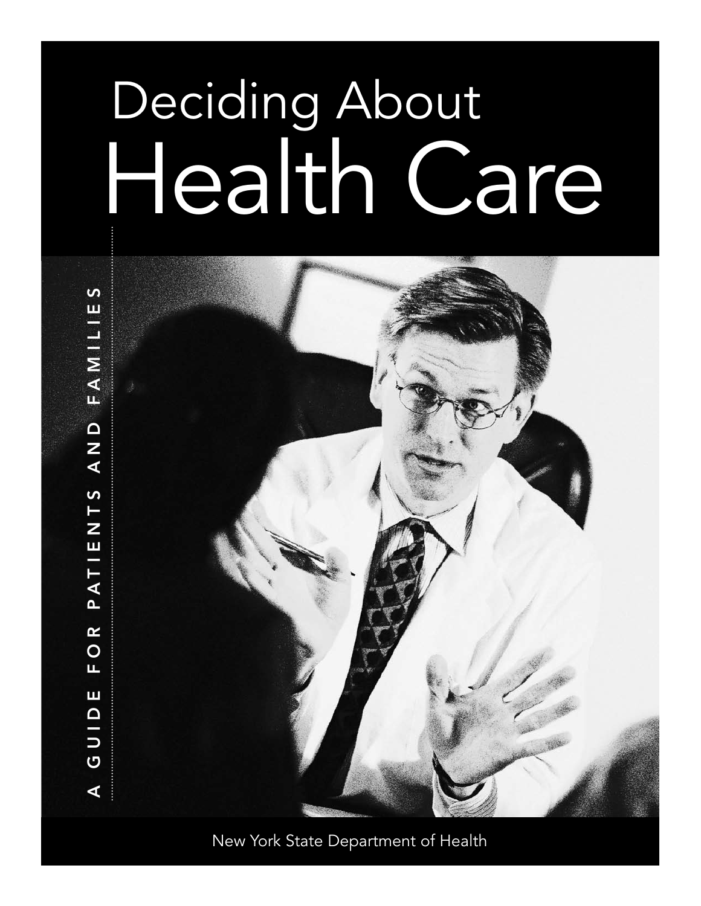# Deciding About Health Care

A GUIDE FOR PATIENTS AND FAMILIES

New York State Department of Health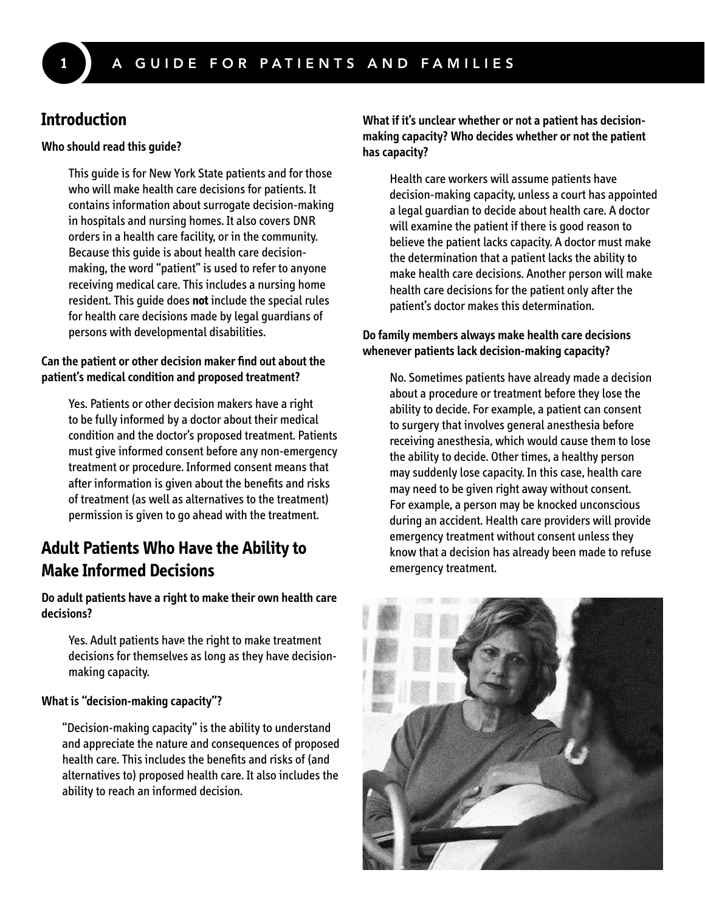## Introduction

**Who should read this guide?**

This guide is for New York State patients and for those who will make health care decisions for patients. It contains information about surrogate decision-making in hospitals and nursing homes. It also covers DNR orders in a health care facility, or in the community. Because this guide is about health care decision-making, the word "patient" is used to refer to anyone receiving medical care. This includes a nursing home resident. This guide does **not** include the special rules for health care decisions made by legal guardians of persons with developmental disabilities.

**Can the patient or other decision maker find out about the patient's medical condition and proposed treatment?**

Yes. Patients or other decision makers have a right to be fully informed by a doctor about their medical condition and the doctor's proposed treatment. Patients must give informed consent before any non-emergency treatment or procedure. Informed consent means that after information is given about the benefits and risks of treatment (as well as alternatives to the treatment) permission is given to go ahead with the treatment.

## Adult Patients Who Have the Ability to Make Informed Decisions

**Do adult patients have a right to make their own health care decisions?**

Yes. Adult patients have the right to make treatment decisions for themselves as long as they have decision-making capacity.

**What is "decision-making capacity"?**

"Decision-making capacity" is the ability to understand and appreciate the nature and consequences of proposed health care. This includes the benefits and risks of (and alternatives to) proposed health care. It also includes the ability to reach an informed decision.

**What if it's unclear whether or not a patient has decision-making capacity? Who decides whether or not the patient has capacity?**

Health care workers will assume patients have decision-making capacity, unless a court has appointed a legal guardian to decide about health care. A doctor will examine the patient if there is good reason to believe the patient lacks capacity. A doctor must make the determination that a patient lacks the ability to make health care decisions. Another person will make health care decisions for the patient only after the patient's doctor makes this determination.

**Do family members always make health care decisions whenever patients lack decision-making capacity?**

No. Sometimes patients have already made a decision about a procedure or treatment before they lose the ability to decide. For example, a patient can consent to surgery that involves general anesthesia before receiving anesthesia, which would cause them to lose the ability to decide. Other times, a healthy person may suddenly lose capacity. In this case, health care may need to be given right away without consent. For example, a person may be knocked unconscious during an accident. Health care providers will provide emergency treatment without consent unless they know that a decision has already been made to refuse emergency treatment.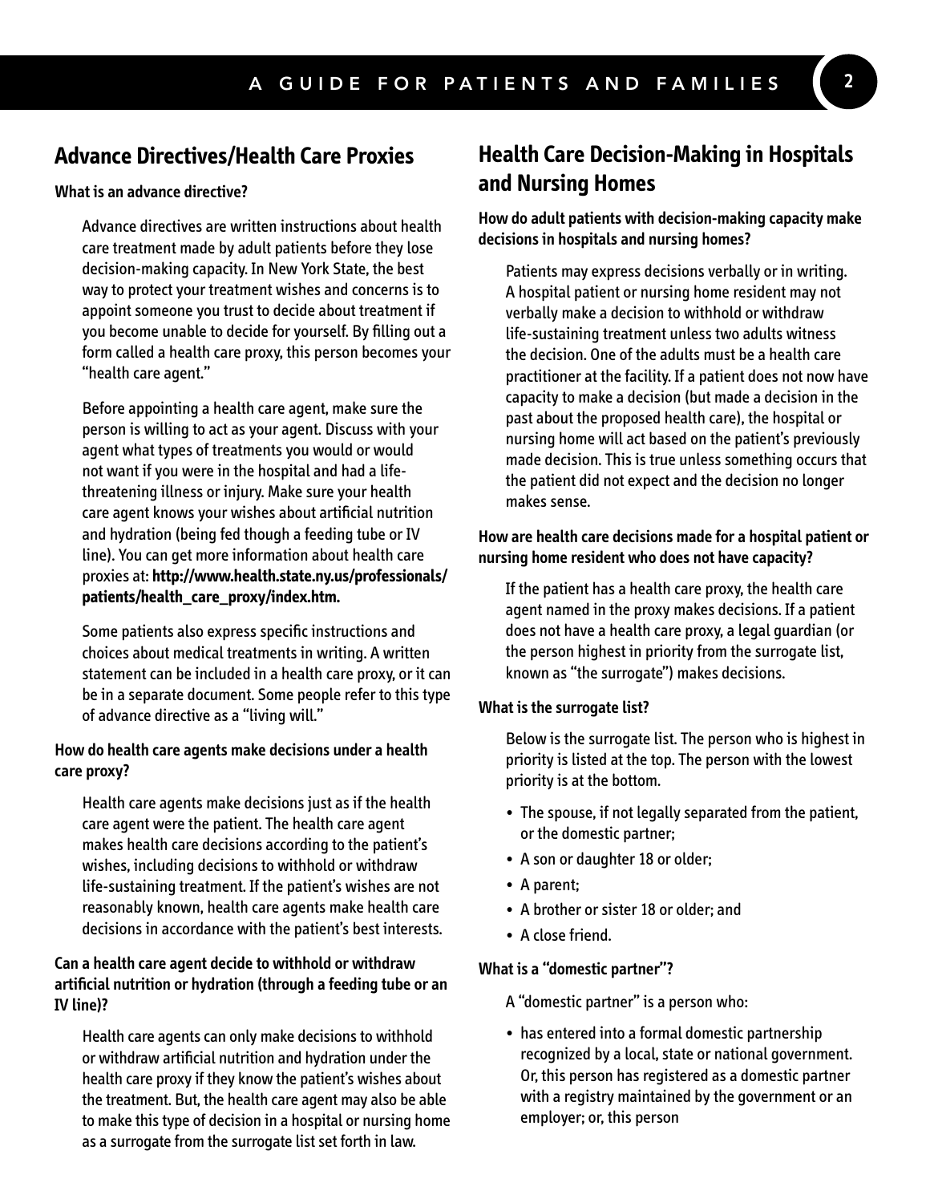## Advance Directives/Health Care Proxies

**What is an advance directive?**

Advance directives are written instructions about health care treatment made by adult patients before they lose decision-making capacity. In New York State, the best way to protect your treatment wishes and concerns is to appoint someone you trust to decide about treatment if you become unable to decide for yourself. By filling out a form called a health care proxy, this person becomes your "health care agent."

Before appointing a health care agent, make sure the person is willing to act as your agent. Discuss with your agent what types of treatments you would or would not want if you were in the hospital and had a life-threatening illness or injury. Make sure your health care agent knows your wishes about artificial nutrition and hydration (being fed though a feeding tube or IV line). You can get more information about health care proxies at: **http://www.health.state.ny.us/professionals/patients/health_care_proxy/index.htm.**

Some patients also express specific instructions and choices about medical treatments in writing. A written statement can be included in a health care proxy, or it can be in a separate document. Some people refer to this type of advance directive as a "living will."

**How do health care agents make decisions under a health care proxy?**

Health care agents make decisions just as if the health care agent were the patient. The health care agent makes health care decisions according to the patient's wishes, including decisions to withhold or withdraw life-sustaining treatment. If the patient's wishes are not reasonably known, health care agents make health care decisions in accordance with the patient's best interests.

**Can a health care agent decide to withhold or withdraw artificial nutrition or hydration (through a feeding tube or an IV line)?**

Health care agents can only make decisions to withhold or withdraw artificial nutrition and hydration under the health care proxy if they know the patient's wishes about the treatment. But, the health care agent may also be able to make this type of decision in a hospital or nursing home as a surrogate from the surrogate list set forth in law.

## Health Care Decision-Making in Hospitals and Nursing Homes

**How do adult patients with decision-making capacity make decisions in hospitals and nursing homes?**

Patients may express decisions verbally or in writing. A hospital patient or nursing home resident may not verbally make a decision to withhold or withdraw life-sustaining treatment unless two adults witness the decision. One of the adults must be a health care practitioner at the facility. If a patient does not now have capacity to make a decision (but made a decision in the past about the proposed health care), the hospital or nursing home will act based on the patient's previously made decision. This is true unless something occurs that the patient did not expect and the decision no longer makes sense.

**How are health care decisions made for a hospital patient or nursing home resident who does not have capacity?**

If the patient has a health care proxy, the health care agent named in the proxy makes decisions. If a patient does not have a health care proxy, a legal guardian (or the person highest in priority from the surrogate list, known as "the surrogate") makes decisions.

**What is the surrogate list?**

Below is the surrogate list. The person who is highest in priority is listed at the top. The person with the lowest priority is at the bottom.

- The spouse, if not legally separated from the patient, or the domestic partner;
- A son or daughter 18 or older;
- A parent;
- A brother or sister 18 or older; and
- A close friend.

**What is a "domestic partner"?**

A "domestic partner" is a person who:

- has entered into a formal domestic partnership recognized by a local, state or national government. Or, this person has registered as a domestic partner with a registry maintained by the government or an employer; or, this person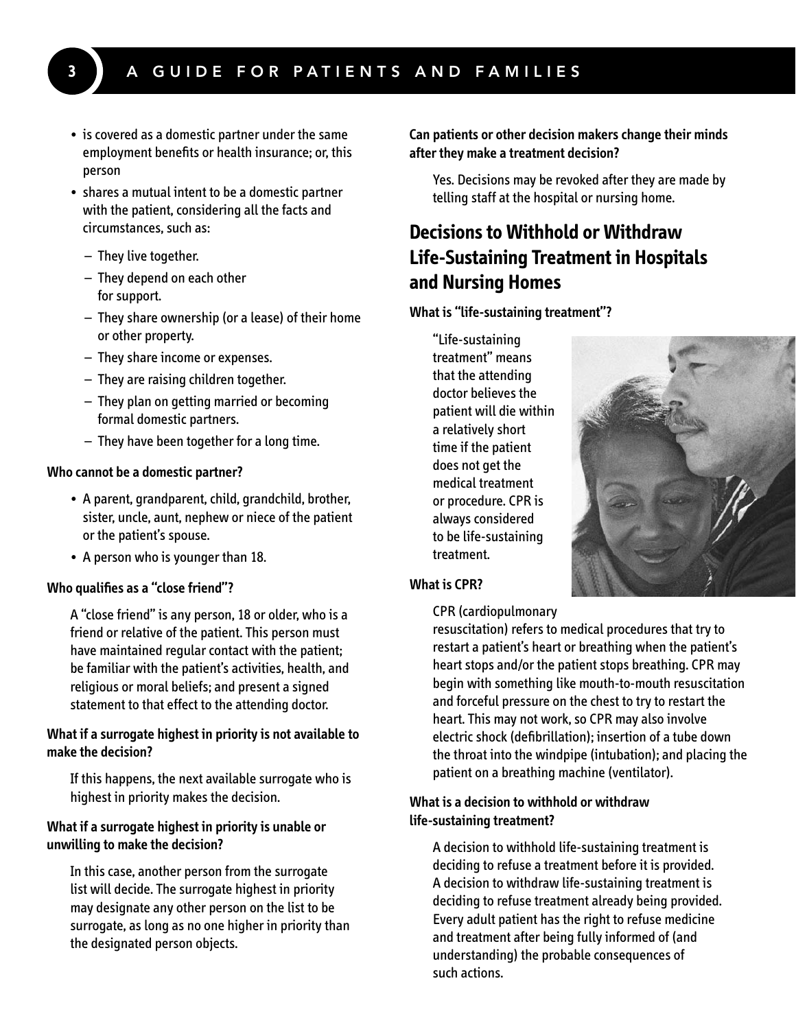- is covered as a domestic partner under the same employment benefits or health insurance; or, this person
- shares a mutual intent to be a domestic partner with the patient, considering all the facts and circumstances, such as:
  - They live together.
  - They depend on each other for support.
  - They share ownership (or a lease) of their home or other property.
  - They share income or expenses.
  - They are raising children together.
  - They plan on getting married or becoming formal domestic partners.
  - They have been together for a long time.

**Who cannot be a domestic partner?**

- A parent, grandparent, child, grandchild, brother, sister, uncle, aunt, nephew or niece of the patient or the patient's spouse.
- A person who is younger than 18.

**Who qualifies as a "close friend"?**

A "close friend" is any person, 18 or older, who is a friend or relative of the patient. This person must have maintained regular contact with the patient; be familiar with the patient's activities, health, and religious or moral beliefs; and present a signed statement to that effect to the attending doctor.

**What if a surrogate highest in priority is not available to make the decision?**

If this happens, the next available surrogate who is highest in priority makes the decision.

**What if a surrogate highest in priority is unable or unwilling to make the decision?**

In this case, another person from the surrogate list will decide. The surrogate highest in priority may designate any other person on the list to be surrogate, as long as no one higher in priority than the designated person objects.

**Can patients or other decision makers change their minds after they make a treatment decision?**

Yes. Decisions may be revoked after they are made by telling staff at the hospital or nursing home.

## Decisions to Withhold or Withdraw Life-Sustaining Treatment in Hospitals and Nursing Homes

**What is "life-sustaining treatment"?**

"Life-sustaining treatment" means that the attending doctor believes the patient will die within a relatively short time if the patient does not get the medical treatment or procedure. CPR is always considered to be life-sustaining treatment.

**What is CPR?**

CPR (cardiopulmonary resuscitation) refers to medical procedures that try to restart a patient's heart or breathing when the patient's heart stops and/or the patient stops breathing. CPR may begin with something like mouth-to-mouth resuscitation and forceful pressure on the chest to try to restart the heart. This may not work, so CPR may also involve electric shock (defibrillation); insertion of a tube down the throat into the windpipe (intubation); and placing the patient on a breathing machine (ventilator).

**What is a decision to withhold or withdraw life-sustaining treatment?**

A decision to withhold life-sustaining treatment is deciding to refuse a treatment before it is provided. A decision to withdraw life-sustaining treatment is deciding to refuse treatment already being provided. Every adult patient has the right to refuse medicine and treatment after being fully informed of (and understanding) the probable consequences of such actions.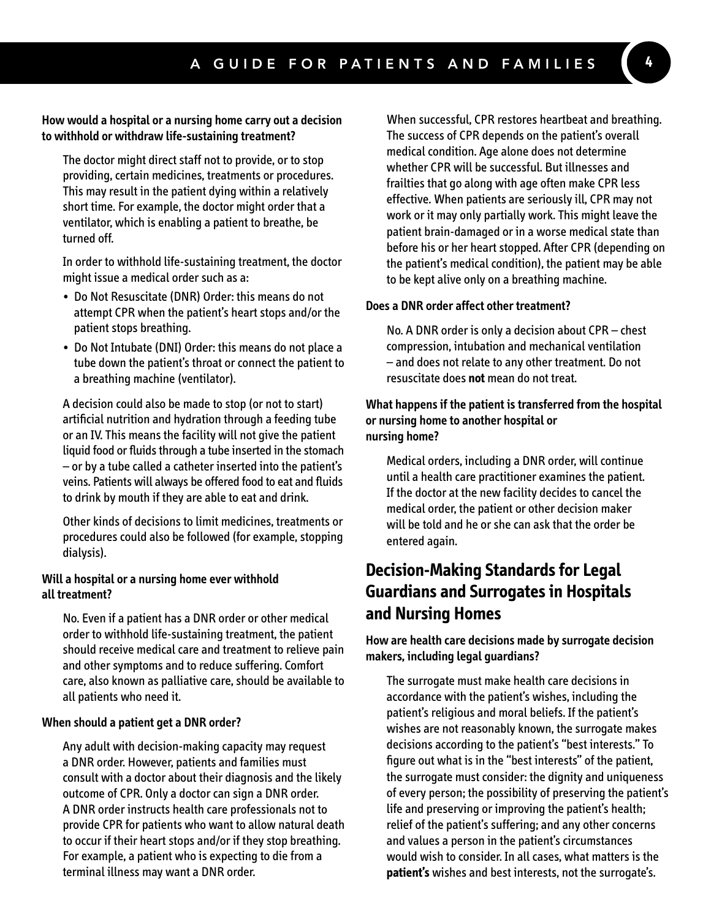**How would a hospital or a nursing home carry out a decision to withhold or withdraw life-sustaining treatment?**

The doctor might direct staff not to provide, or to stop providing, certain medicines, treatments or procedures. This may result in the patient dying within a relatively short time. For example, the doctor might order that a ventilator, which is enabling a patient to breathe, be turned off.

In order to withhold life-sustaining treatment, the doctor might issue a medical order such as a:

- Do Not Resuscitate (DNR) Order: this means do not attempt CPR when the patient's heart stops and/or the patient stops breathing.
- Do Not Intubate (DNI) Order: this means do not place a tube down the patient's throat or connect the patient to a breathing machine (ventilator).

A decision could also be made to stop (or not to start) artificial nutrition and hydration through a feeding tube or an IV. This means the facility will not give the patient liquid food or fluids through a tube inserted in the stomach – or by a tube called a catheter inserted into the patient's veins. Patients will always be offered food to eat and fluids to drink by mouth if they are able to eat and drink.

Other kinds of decisions to limit medicines, treatments or procedures could also be followed (for example, stopping dialysis).

**Will a hospital or a nursing home ever withhold all treatment?**

No. Even if a patient has a DNR order or other medical order to withhold life-sustaining treatment, the patient should receive medical care and treatment to relieve pain and other symptoms and to reduce suffering. Comfort care, also known as palliative care, should be available to all patients who need it.

**When should a patient get a DNR order?**

Any adult with decision-making capacity may request a DNR order. However, patients and families must consult with a doctor about their diagnosis and the likely outcome of CPR. Only a doctor can sign a DNR order. A DNR order instructs health care professionals not to provide CPR for patients who want to allow natural death to occur if their heart stops and/or if they stop breathing. For example, a patient who is expecting to die from a terminal illness may want a DNR order.

When successful, CPR restores heartbeat and breathing. The success of CPR depends on the patient's overall medical condition. Age alone does not determine whether CPR will be successful. But illnesses and frailties that go along with age often make CPR less effective. When patients are seriously ill, CPR may not work or it may only partially work. This might leave the patient brain-damaged or in a worse medical state than before his or her heart stopped. After CPR (depending on the patient's medical condition), the patient may be able to be kept alive only on a breathing machine.

**Does a DNR order affect other treatment?**

No. A DNR order is only a decision about CPR – chest compression, intubation and mechanical ventilation – and does not relate to any other treatment. Do not resuscitate does **not** mean do not treat.

**What happens if the patient is transferred from the hospital or nursing home to another hospital or nursing home?**

Medical orders, including a DNR order, will continue until a health care practitioner examines the patient. If the doctor at the new facility decides to cancel the medical order, the patient or other decision maker will be told and he or she can ask that the order be entered again.

## Decision-Making Standards for Legal Guardians and Surrogates in Hospitals and Nursing Homes

**How are health care decisions made by surrogate decision makers, including legal guardians?**

The surrogate must make health care decisions in accordance with the patient's wishes, including the patient's religious and moral beliefs. If the patient's wishes are not reasonably known, the surrogate makes decisions according to the patient's "best interests." To figure out what is in the "best interests" of the patient, the surrogate must consider: the dignity and uniqueness of every person; the possibility of preserving the patient's life and preserving or improving the patient's health; relief of the patient's suffering; and any other concerns and values a person in the patient's circumstances would wish to consider. In all cases, what matters is the **patient's** wishes and best interests, not the surrogate's.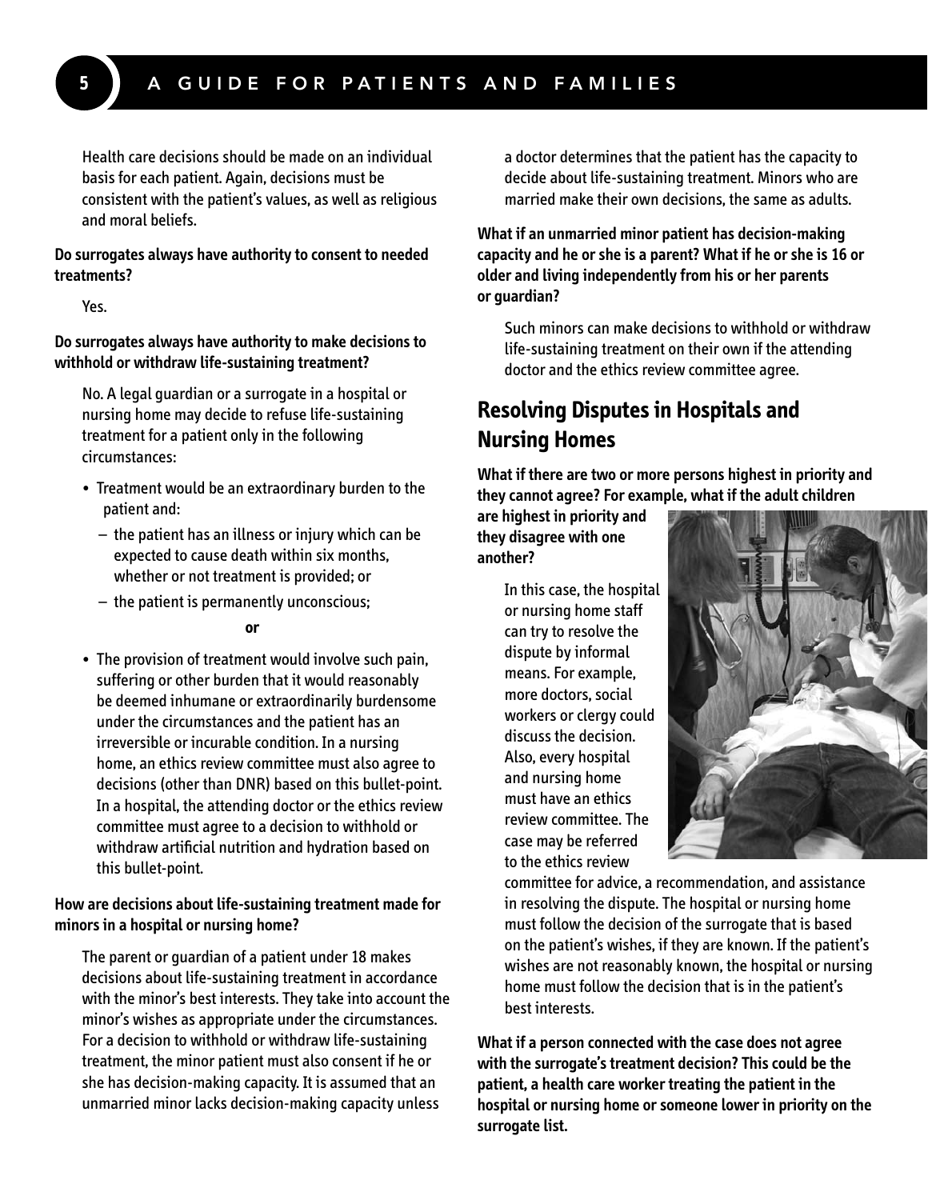Health care decisions should be made on an individual basis for each patient. Again, decisions must be consistent with the patient's values, as well as religious and moral beliefs.

**Do surrogates always have authority to consent to needed treatments?**

Yes.

**Do surrogates always have authority to make decisions to withhold or withdraw life-sustaining treatment?**

No. A legal guardian or a surrogate in a hospital or nursing home may decide to refuse life-sustaining treatment for a patient only in the following circumstances:

- Treatment would be an extraordinary burden to the patient and:
  - the patient has an illness or injury which can be expected to cause death within six months, whether or not treatment is provided; or
  - the patient is permanently unconscious;

**or**

- The provision of treatment would involve such pain, suffering or other burden that it would reasonably be deemed inhumane or extraordinarily burdensome under the circumstances and the patient has an irreversible or incurable condition. In a nursing home, an ethics review committee must also agree to decisions (other than DNR) based on this bullet-point. In a hospital, the attending doctor or the ethics review committee must agree to a decision to withhold or withdraw artificial nutrition and hydration based on this bullet-point.

**How are decisions about life-sustaining treatment made for minors in a hospital or nursing home?**

The parent or guardian of a patient under 18 makes decisions about life-sustaining treatment in accordance with the minor's best interests. They take into account the minor's wishes as appropriate under the circumstances. For a decision to withhold or withdraw life-sustaining treatment, the minor patient must also consent if he or she has decision-making capacity. It is assumed that an unmarried minor lacks decision-making capacity unless a doctor determines that the patient has the capacity to decide about life-sustaining treatment. Minors who are married make their own decisions, the same as adults.

**What if an unmarried minor patient has decision-making capacity and he or she is a parent? What if he or she is 16 or older and living independently from his or her parents or guardian?**

Such minors can make decisions to withhold or withdraw life-sustaining treatment on their own if the attending doctor and the ethics review committee agree.

## Resolving Disputes in Hospitals and Nursing Homes

**What if there are two or more persons highest in priority and they cannot agree? For example, what if the adult children are highest in priority and they disagree with one another?**

In this case, the hospital or nursing home staff can try to resolve the dispute by informal means. For example, more doctors, social workers or clergy could discuss the decision. Also, every hospital and nursing home must have an ethics review committee. The case may be referred to the ethics review committee for advice, a recommendation, and assistance in resolving the dispute. The hospital or nursing home must follow the decision of the surrogate that is based on the patient's wishes, if they are known. If the patient's wishes are not reasonably known, the hospital or nursing home must follow the decision that is in the patient's best interests.

**What if a person connected with the case does not agree with the surrogate's treatment decision? This could be the patient, a health care worker treating the patient in the hospital or nursing home or someone lower in priority on the surrogate list.**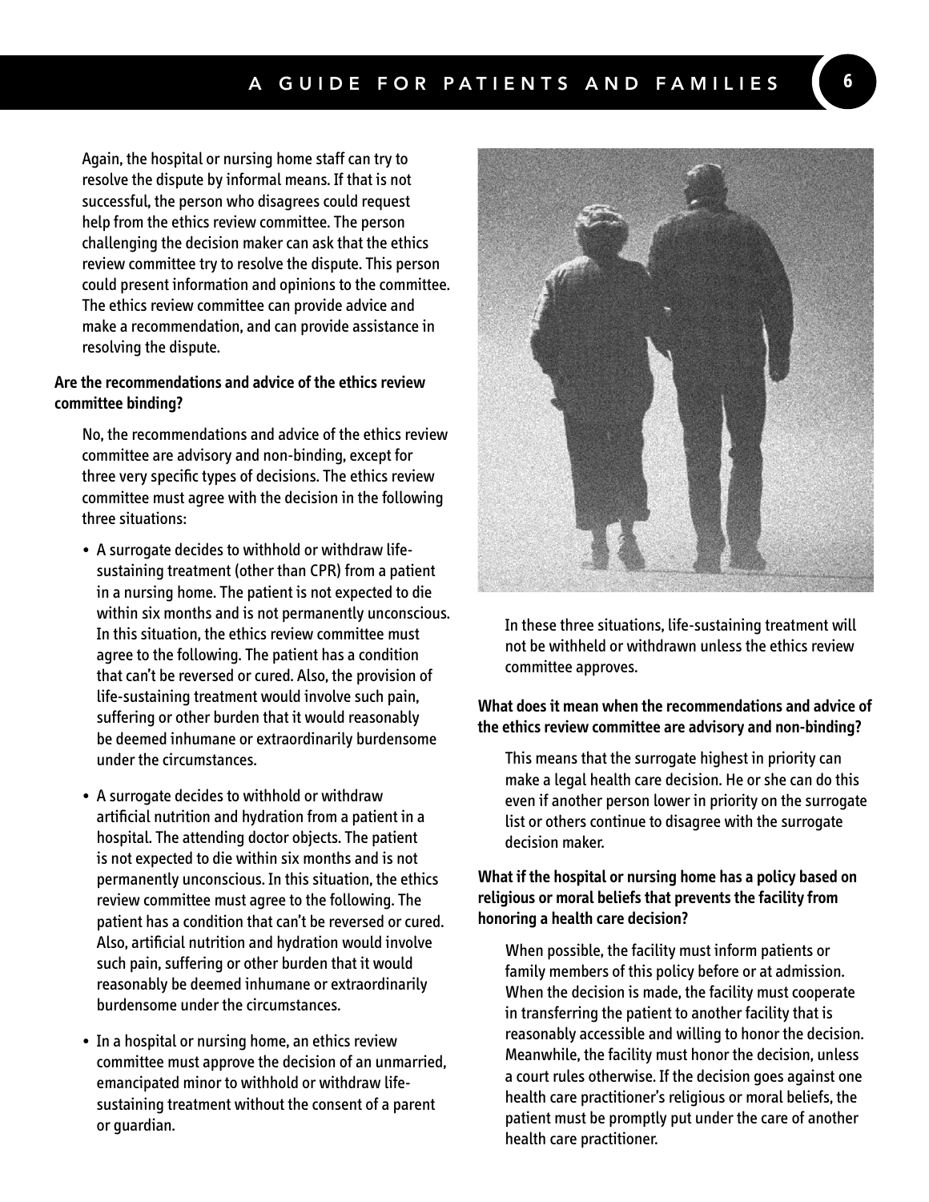Again, the hospital or nursing home staff can try to resolve the dispute by informal means. If that is not successful, the person who disagrees could request help from the ethics review committee. The person challenging the decision maker can ask that the ethics review committee try to resolve the dispute. This person could present information and opinions to the committee. The ethics review committee can provide advice and make a recommendation, and can provide assistance in resolving the dispute.

**Are the recommendations and advice of the ethics review committee binding?**

No, the recommendations and advice of the ethics review committee are advisory and non-binding, except for three very specific types of decisions. The ethics review committee must agree with the decision in the following three situations:

- A surrogate decides to withhold or withdraw life-sustaining treatment (other than CPR) from a patient in a nursing home. The patient is not expected to die within six months and is not permanently unconscious. In this situation, the ethics review committee must agree to the following. The patient has a condition that can't be reversed or cured. Also, the provision of life-sustaining treatment would involve such pain, suffering or other burden that it would reasonably be deemed inhumane or extraordinarily burdensome under the circumstances.
- A surrogate decides to withhold or withdraw artificial nutrition and hydration from a patient in a hospital. The attending doctor objects. The patient is not expected to die within six months and is not permanently unconscious. In this situation, the ethics review committee must agree to the following. The patient has a condition that can't be reversed or cured. Also, artificial nutrition and hydration would involve such pain, suffering or other burden that it would reasonably be deemed inhumane or extraordinarily burdensome under the circumstances.
- In a hospital or nursing home, an ethics review committee must approve the decision of an unmarried, emancipated minor to withhold or withdraw life-sustaining treatment without the consent of a parent or guardian.

In these three situations, life-sustaining treatment will not be withheld or withdrawn unless the ethics review committee approves.

**What does it mean when the recommendations and advice of the ethics review committee are advisory and non-binding?**

This means that the surrogate highest in priority can make a legal health care decision. He or she can do this even if another person lower in priority on the surrogate list or others continue to disagree with the surrogate decision maker.

**What if the hospital or nursing home has a policy based on religious or moral beliefs that prevents the facility from honoring a health care decision?**

When possible, the facility must inform patients or family members of this policy before or at admission. When the decision is made, the facility must cooperate in transferring the patient to another facility that is reasonably accessible and willing to honor the decision. Meanwhile, the facility must honor the decision, unless a court rules otherwise. If the decision goes against one health care practitioner's religious or moral beliefs, the patient must be promptly put under the care of another health care practitioner.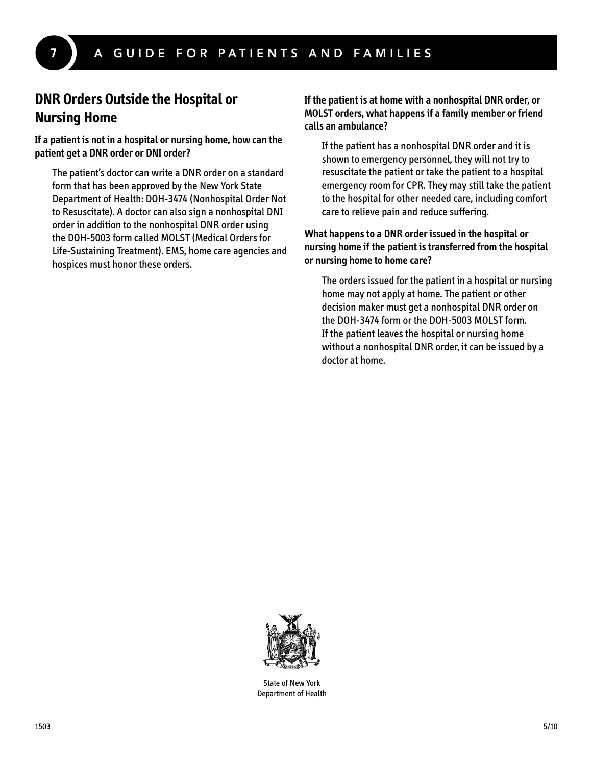## DNR Orders Outside the Hospital or Nursing Home

**If a patient is not in a hospital or nursing home, how can the patient get a DNR order or DNI order?**

The patient's doctor can write a DNR order on a standard form that has been approved by the New York State Department of Health: DOH-3474 (Nonhospital Order Not to Resuscitate). A doctor can also sign a nonhospital DNI order in addition to the nonhospital DNR order using the DOH-5003 form called MOLST (Medical Orders for Life-Sustaining Treatment). EMS, home care agencies and hospices must honor these orders.

**If the patient is at home with a nonhospital DNR order, or MOLST orders, what happens if a family member or friend calls an ambulance?**

If the patient has a nonhospital DNR order and it is shown to emergency personnel, they will not try to resuscitate the patient or take the patient to a hospital emergency room for CPR. They may still take the patient to the hospital for other needed care, including comfort care to relieve pain and reduce suffering.

**What happens to a DNR order issued in the hospital or nursing home if the patient is transferred from the hospital or nursing home to home care?**

The orders issued for the patient in a hospital or nursing home may not apply at home. The patient or other decision maker must get a nonhospital DNR order on the DOH-3474 form or the DOH-5003 MOLST form. If the patient leaves the hospital or nursing home without a nonhospital DNR order, it can be issued by a doctor at home.

State of New York
Department of Health

1503

5/10